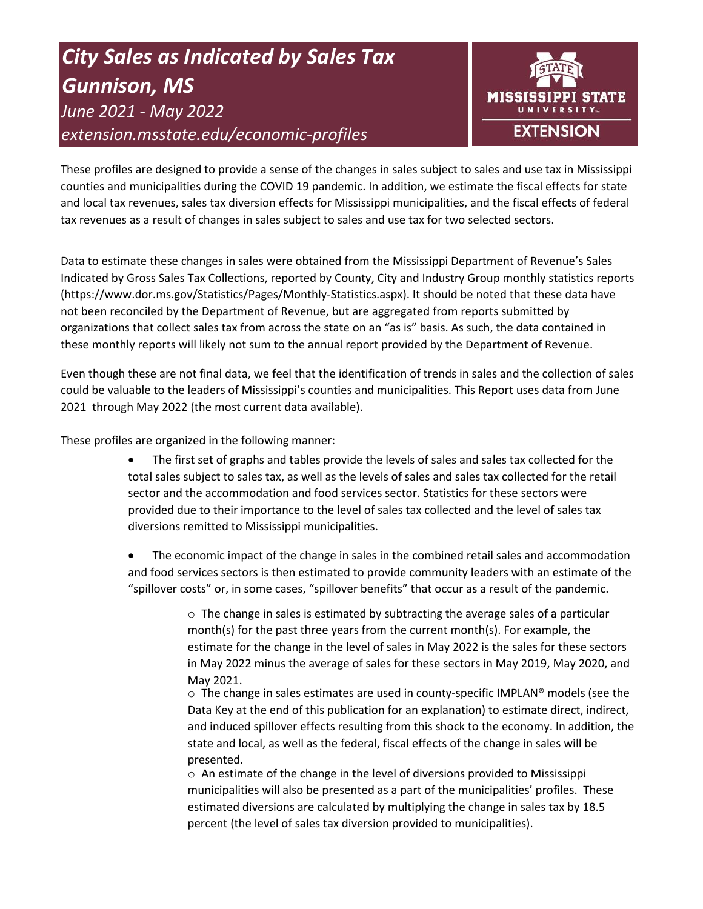# *City Sales as Indicated by Sales Tax*
# *Gunnison, MS*

*June 2021 - May 2022*

*extension.msstate.edu/economic-profiles*

MISSISSIPPI STATE UNIVERSITY EXTENSION

These profiles are designed to provide a sense of the changes in sales subject to sales and use tax in Mississippi counties and municipalities during the COVID 19 pandemic. In addition, we estimate the fiscal effects for state and local tax revenues, sales tax diversion effects for Mississippi municipalities, and the fiscal effects of federal tax revenues as a result of changes in sales subject to sales and use tax for two selected sectors.

Data to estimate these changes in sales were obtained from the Mississippi Department of Revenue's Sales Indicated by Gross Sales Tax Collections, reported by County, City and Industry Group monthly statistics reports (https://www.dor.ms.gov/Statistics/Pages/Monthly-Statistics.aspx). It should be noted that these data have not been reconciled by the Department of Revenue, but are aggregated from reports submitted by organizations that collect sales tax from across the state on an "as is" basis. As such, the data contained in these monthly reports will likely not sum to the annual report provided by the Department of Revenue.

Even though these are not final data, we feel that the identification of trends in sales and the collection of sales could be valuable to the leaders of Mississippi's counties and municipalities. This Report uses data from June 2021 through May 2022 (the most current data available).

These profiles are organized in the following manner:

- The first set of graphs and tables provide the levels of sales and sales tax collected for the total sales subject to sales tax, as well as the levels of sales and sales tax collected for the retail sector and the accommodation and food services sector. Statistics for these sectors were provided due to their importance to the level of sales tax collected and the level of sales tax diversions remitted to Mississippi municipalities.

- The economic impact of the change in sales in the combined retail sales and accommodation and food services sectors is then estimated to provide community leaders with an estimate of the "spillover costs" or, in some cases, "spillover benefits" that occur as a result of the pandemic.

    - The change in sales is estimated by subtracting the average sales of a particular month(s) for the past three years from the current month(s). For example, the estimate for the change in the level of sales in May 2022 is the sales for these sectors in May 2022 minus the average of sales for these sectors in May 2019, May 2020, and May 2021.
    - The change in sales estimates are used in county-specific IMPLAN® models (see the Data Key at the end of this publication for an explanation) to estimate direct, indirect, and induced spillover effects resulting from this shock to the economy. In addition, the state and local, as well as the federal, fiscal effects of the change in sales will be presented.
    - An estimate of the change in the level of diversions provided to Mississippi municipalities will also be presented as a part of the municipalities' profiles. These estimated diversions are calculated by multiplying the change in sales tax by 18.5 percent (the level of sales tax diversion provided to municipalities).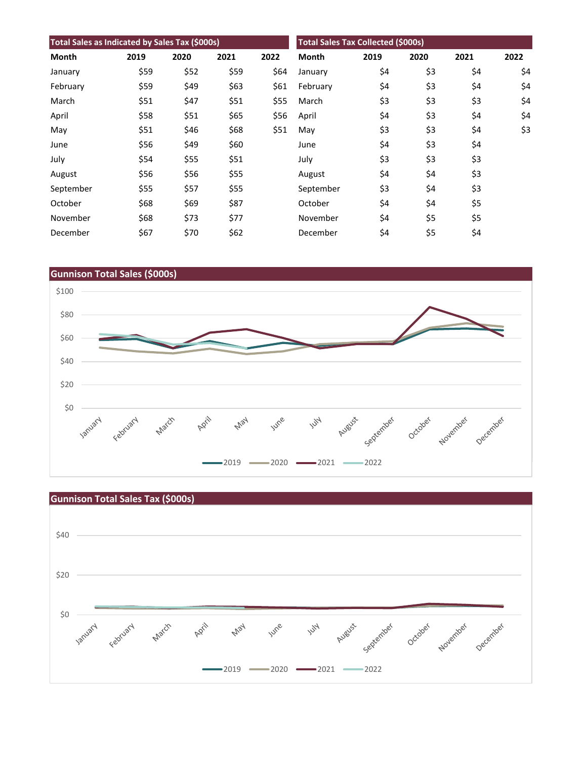| Total Sales as Indicated by Sales Tax ($000s) | | | | |
|---|---|---|---|---|
| **Month** | **2019** | **2020** | **2021** | **2022** |
| January | $59 | $52 | $59 | $64 |
| February | $59 | $49 | $63 | $61 |
| March | $51 | $47 | $51 | $55 |
| April | $58 | $51 | $65 | $56 |
| May | $51 | $46 | $68 | $51 |
| June | $56 | $49 | $60 | |
| July | $54 | $55 | $51 | |
| August | $56 | $56 | $55 | |
| September | $55 | $57 | $55 | |
| October | $68 | $69 | $87 | |
| November | $68 | $73 | $77 | |
| December | $67 | $70 | $62 | |

| Total Sales Tax Collected ($000s) | | | | |
|---|---|---|---|---|
| **Month** | **2019** | **2020** | **2021** | **2022** |
| January | $4 | $3 | $4 | $4 |
| February | $4 | $3 | $4 | $4 |
| March | $3 | $3 | $3 | $4 |
| April | $4 | $3 | $4 | $4 |
| May | $3 | $3 | $4 | $3 |
| June | $4 | $3 | $4 | |
| July | $3 | $3 | $3 | |
| August | $4 | $4 | $3 | |
| September | $3 | $4 | $3 | |
| October | $4 | $4 | $5 | |
| November | $4 | $5 | $5 | |
| December | $4 | $5 | $4 | |

## Gunnison Total Sales ($000s)

## Gunnison Total Sales Tax ($000s)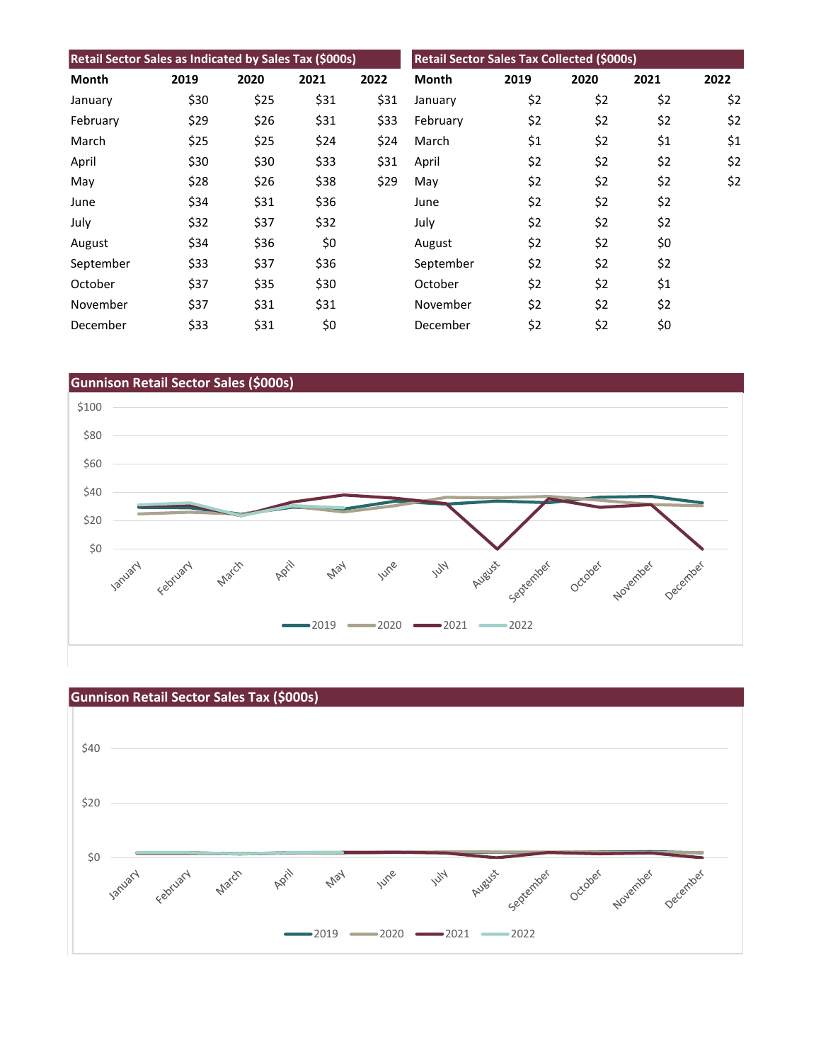## Retail Sector Sales as Indicated by Sales Tax ($000s)

| Month | 2019 | 2020 | 2021 | 2022 |
|---|---|---|---|---|
| January | $30 | $25 | $31 | $31 |
| February | $29 | $26 | $31 | $33 |
| March | $25 | $25 | $24 | $24 |
| April | $30 | $30 | $33 | $31 |
| May | $28 | $26 | $38 | $29 |
| June | $34 | $31 | $36 | |
| July | $32 | $37 | $32 | |
| August | $34 | $36 | $0 | |
| September | $33 | $37 | $36 | |
| October | $37 | $35 | $30 | |
| November | $37 | $31 | $31 | |
| December | $33 | $31 | $0 | |

## Retail Sector Sales Tax Collected ($000s)

| Month | 2019 | 2020 | 2021 | 2022 |
|---|---|---|---|---|
| January | $2 | $2 | $2 | $2 |
| February | $2 | $2 | $2 | $2 |
| March | $1 | $2 | $1 | $1 |
| April | $2 | $2 | $2 | $2 |
| May | $2 | $2 | $2 | $2 |
| June | $2 | $2 | $2 | |
| July | $2 | $2 | $2 | |
| August | $2 | $2 | $0 | |
| September | $2 | $2 | $2 | |
| October | $2 | $2 | $1 | |
| November | $2 | $2 | $2 | |
| December | $2 | $2 | $0 | |

## Gunnison Retail Sector Sales ($000s)

## Gunnison Retail Sector Sales Tax ($000s)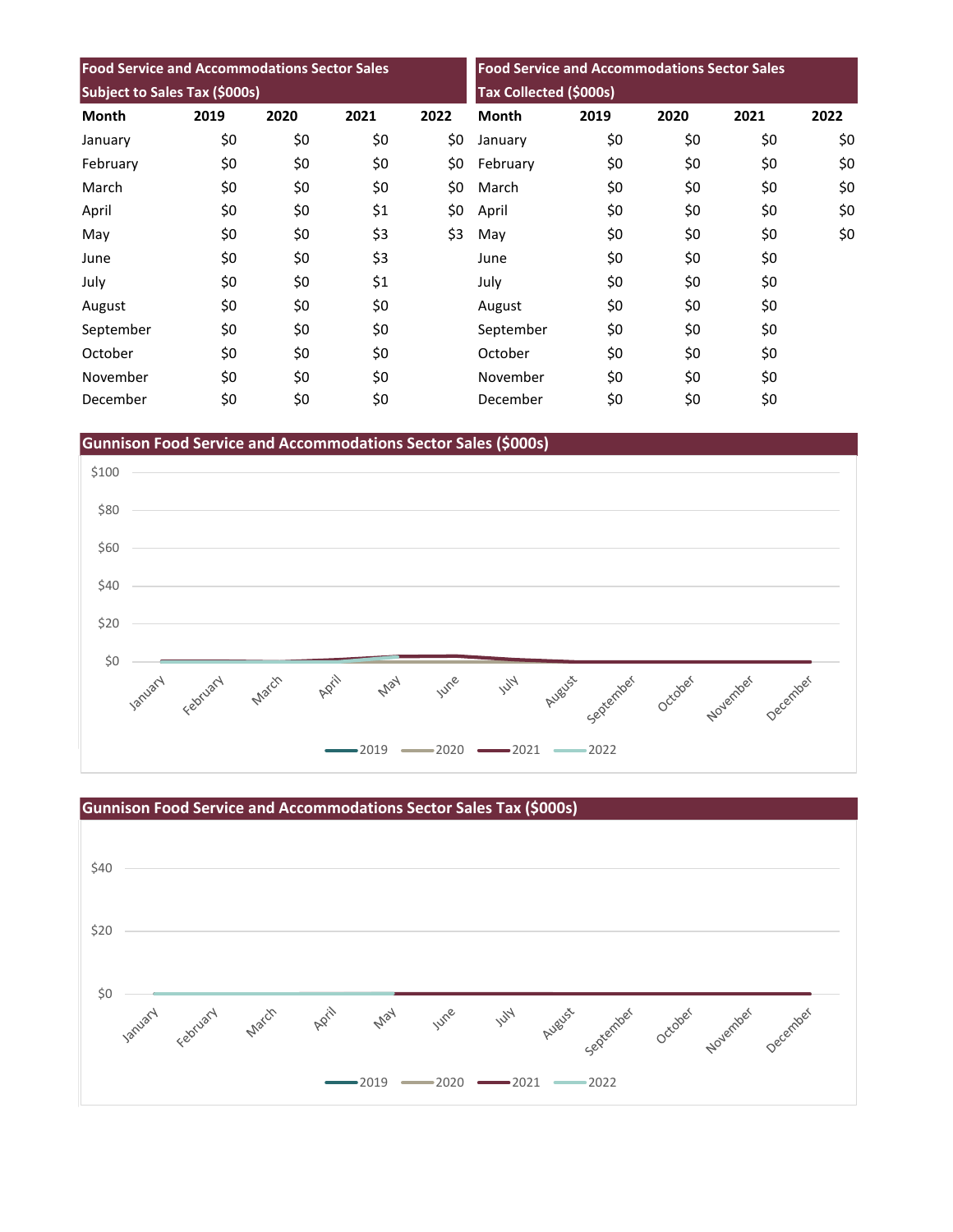| Food Service and Accommodations Sector Sales Subject to Sales Tax ($000s) | | | | |
|---|---|---|---|---|
| Month | 2019 | 2020 | 2021 | 2022 |
| January | $0 | $0 | $0 | $0 |
| February | $0 | $0 | $0 | $0 |
| March | $0 | $0 | $0 | $0 |
| April | $0 | $0 | $1 | $0 |
| May | $0 | $0 | $3 | $3 |
| June | $0 | $0 | $3 | |
| July | $0 | $0 | $1 | |
| August | $0 | $0 | $0 | |
| September | $0 | $0 | $0 | |
| October | $0 | $0 | $0 | |
| November | $0 | $0 | $0 | |
| December | $0 | $0 | $0 | |

| Food Service and Accommodations Sector Sales Tax Collected ($000s) | | | | |
|---|---|---|---|---|
| Month | 2019 | 2020 | 2021 | 2022 |
| January | $0 | $0 | $0 | $0 |
| February | $0 | $0 | $0 | $0 |
| March | $0 | $0 | $0 | $0 |
| April | $0 | $0 | $0 | $0 |
| May | $0 | $0 | $0 | $0 |
| June | $0 | $0 | $0 | |
| July | $0 | $0 | $0 | |
| August | $0 | $0 | $0 | |
| September | $0 | $0 | $0 | |
| October | $0 | $0 | $0 | |
| November | $0 | $0 | $0 | |
| December | $0 | $0 | $0 | |

## Gunnison Food Service and Accommodations Sector Sales ($000s)

## Gunnison Food Service and Accommodations Sector Sales Tax ($000s)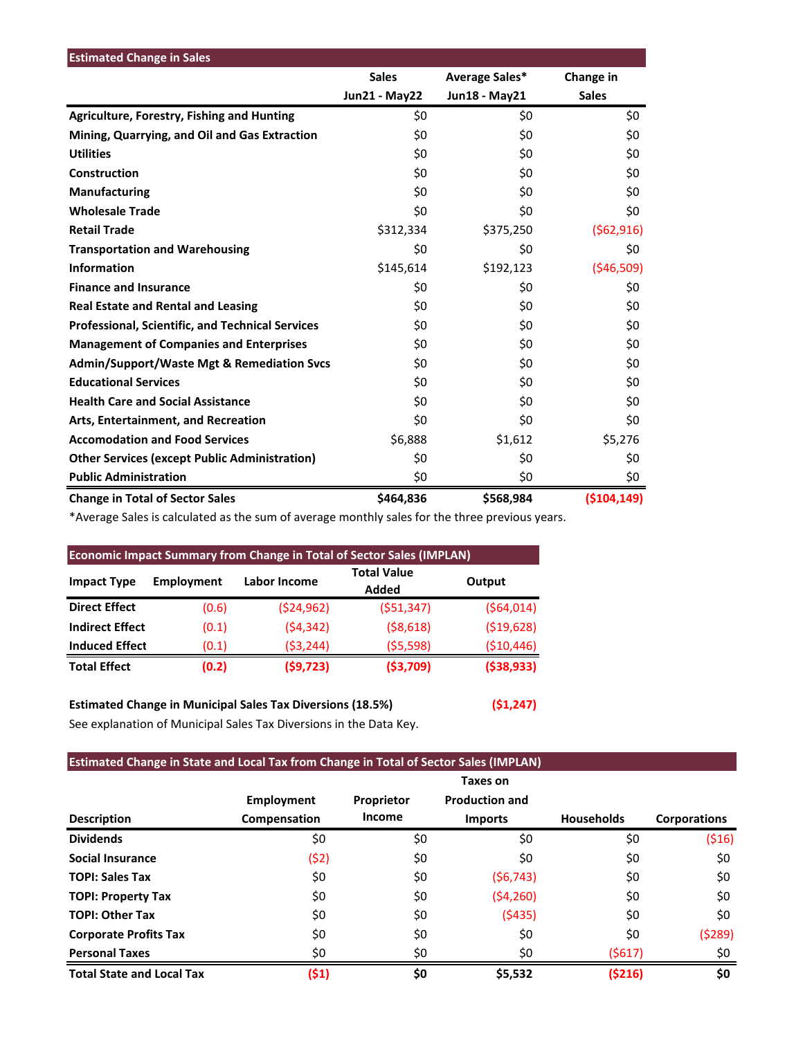## Estimated Change in Sales

| | Sales Jun21 - May22 | Average Sales* Jun18 - May21 | Change in Sales |
|---|---|---|---|
| **Agriculture, Forestry, Fishing and Hunting** | $0 | $0 | $0 |
| **Mining, Quarrying, and Oil and Gas Extraction** | $0 | $0 | $0 |
| **Utilities** | $0 | $0 | $0 |
| **Construction** | $0 | $0 | $0 |
| **Manufacturing** | $0 | $0 | $0 |
| **Wholesale Trade** | $0 | $0 | $0 |
| **Retail Trade** | $312,334 | $375,250 | ($62,916) |
| **Transportation and Warehousing** | $0 | $0 | $0 |
| **Information** | $145,614 | $192,123 | ($46,509) |
| **Finance and Insurance** | $0 | $0 | $0 |
| **Real Estate and Rental and Leasing** | $0 | $0 | $0 |
| **Professional, Scientific, and Technical Services** | $0 | $0 | $0 |
| **Management of Companies and Enterprises** | $0 | $0 | $0 |
| **Admin/Support/Waste Mgt & Remediation Svcs** | $0 | $0 | $0 |
| **Educational Services** | $0 | $0 | $0 |
| **Health Care and Social Assistance** | $0 | $0 | $0 |
| **Arts, Entertainment, and Recreation** | $0 | $0 | $0 |
| **Accomodation and Food Services** | $6,888 | $1,612 | $5,276 |
| **Other Services (except Public Administration)** | $0 | $0 | $0 |
| **Public Administration** | $0 | $0 | $0 |
| **Change in Total of Sector Sales** | **$464,836** | **$568,984** | **($104,149)** |

*Average Sales is calculated as the sum of average monthly sales for the three previous years.

## Economic Impact Summary from Change in Total of Sector Sales (IMPLAN)

| Impact Type | Employment | Labor Income | Total Value Added | Output |
|---|---|---|---|---|
| **Direct Effect** | (0.6) | ($24,962) | ($51,347) | ($64,014) |
| **Indirect Effect** | (0.1) | ($4,342) | ($8,618) | ($19,628) |
| **Induced Effect** | (0.1) | ($3,244) | ($5,598) | ($10,446) |
| **Total Effect** | **(0.2)** | **($9,723)** | **($3,709)** | **($38,933)** |

**Estimated Change in Municipal Sales Tax Diversions (18.5%)** **($1,247)**

See explanation of Municipal Sales Tax Diversions in the Data Key.

## Estimated Change in State and Local Tax from Change in Total of Sector Sales (IMPLAN)

| Description | Employment Compensation | Proprietor Income | Taxes on Production and Imports | Households | Corporations |
|---|---|---|---|---|---|
| **Dividends** | $0 | $0 | $0 | $0 | ($16) |
| **Social Insurance** | ($2) | $0 | $0 | $0 | $0 |
| **TOPI: Sales Tax** | $0 | $0 | ($6,743) | $0 | $0 |
| **TOPI: Property Tax** | $0 | $0 | ($4,260) | $0 | $0 |
| **TOPI: Other Tax** | $0 | $0 | ($435) | $0 | $0 |
| **Corporate Profits Tax** | $0 | $0 | $0 | $0 | ($289) |
| **Personal Taxes** | $0 | $0 | $0 | ($617) | $0 |
| **Total State and Local Tax** | **($1)** | **$0** | **$5,532** | **($216)** | **$0** |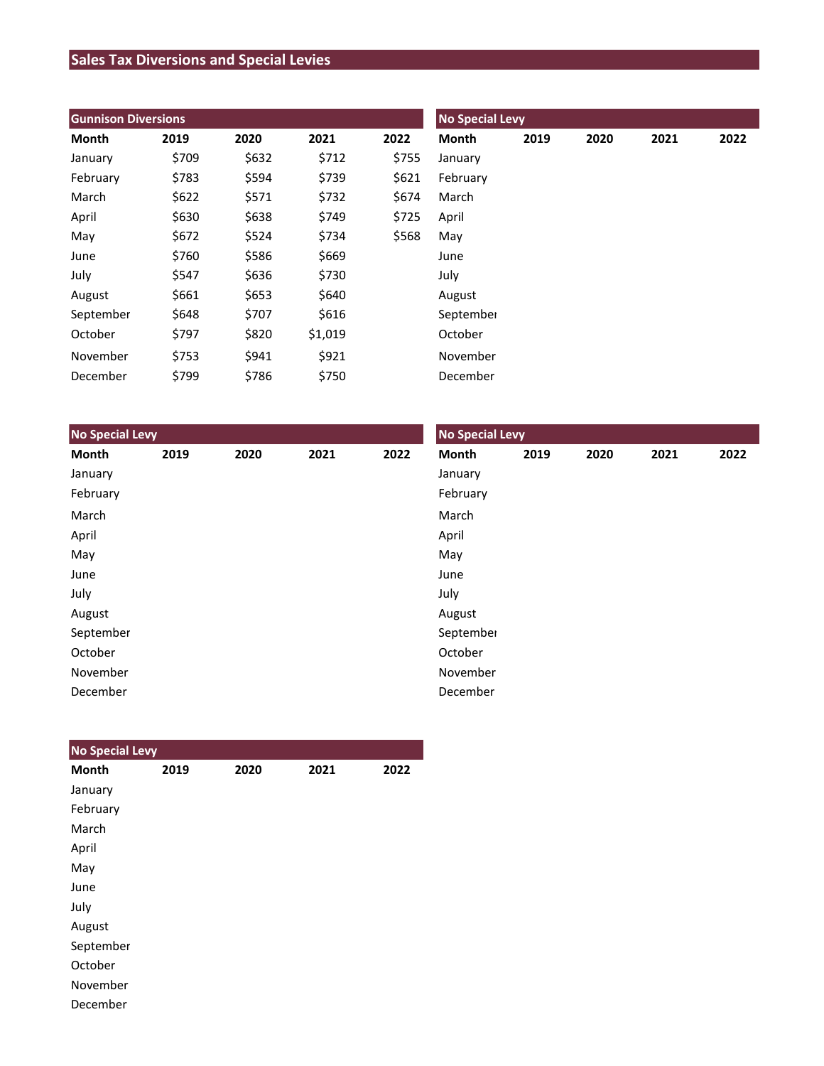# Sales Tax Diversions and Special Levies

## Gunnison Diversions

| Month | 2019 | 2020 | 2021 | 2022 |
|---|---|---|---|---|
| January | $709 | $632 | $712 | $755 |
| February | $783 | $594 | $739 | $621 |
| March | $622 | $571 | $732 | $674 |
| April | $630 | $638 | $749 | $725 |
| May | $672 | $524 | $734 | $568 |
| June | $760 | $586 | $669 | |
| July | $547 | $636 | $730 | |
| August | $661 | $653 | $640 | |
| September | $648 | $707 | $616 | |
| October | $797 | $820 | $1,019 | |
| November | $753 | $941 | $921 | |
| December | $799 | $786 | $750 | |

## No Special Levy

| Month | 2019 | 2020 | 2021 | 2022 |
|---|---|---|---|---|
| January | | | | |
| February | | | | |
| March | | | | |
| April | | | | |
| May | | | | |
| June | | | | |
| July | | | | |
| August | | | | |
| September | | | | |
| October | | | | |
| November | | | | |
| December | | | | |

## No Special Levy

| Month | 2019 | 2020 | 2021 | 2022 |
|---|---|---|---|---|
| January | | | | |
| February | | | | |
| March | | | | |
| April | | | | |
| May | | | | |
| June | | | | |
| July | | | | |
| August | | | | |
| September | | | | |
| October | | | | |
| November | | | | |
| December | | | | |

## No Special Levy

| Month | 2019 | 2020 | 2021 | 2022 |
|---|---|---|---|---|
| January | | | | |
| February | | | | |
| March | | | | |
| April | | | | |
| May | | | | |
| June | | | | |
| July | | | | |
| August | | | | |
| September | | | | |
| October | | | | |
| November | | | | |
| December | | | | |

## No Special Levy

| Month | 2019 | 2020 | 2021 | 2022 |
|---|---|---|---|---|
| January | | | | |
| February | | | | |
| March | | | | |
| April | | | | |
| May | | | | |
| June | | | | |
| July | | | | |
| August | | | | |
| September | | | | |
| October | | | | |
| November | | | | |
| December | | | | |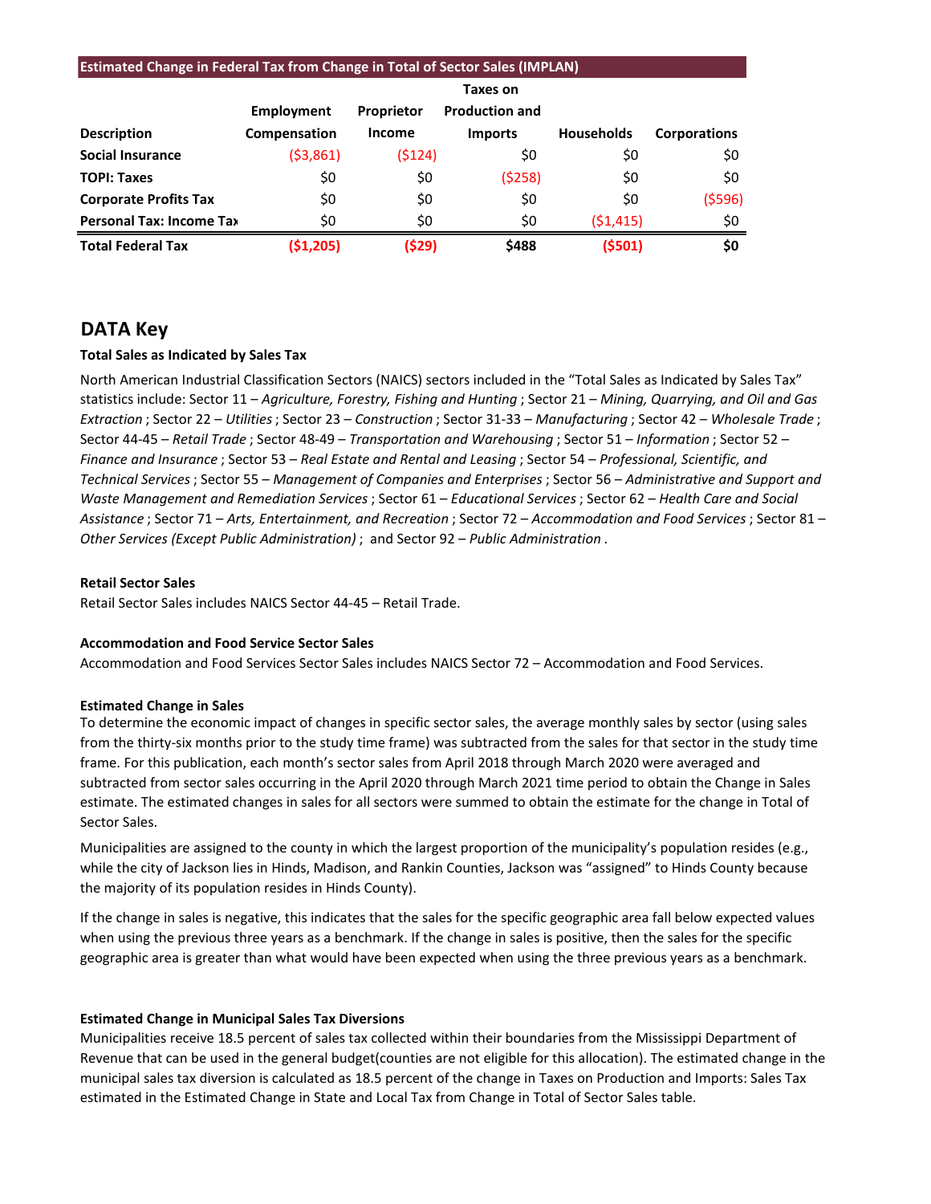| Estimated Change in Federal Tax from Change in Total of Sector Sales (IMPLAN) | | | | | |
|---|---|---|---|---|---|
| Description | Employment Compensation | Proprietor Income | Taxes on Production and Imports | Households | Corporations |
| **Social Insurance** | ($3,861) | ($124) | $0 | $0 | $0 |
| **TOPI: Taxes** | $0 | $0 | ($258) | $0 | $0 |
| **Corporate Profits Tax** | $0 | $0 | $0 | $0 | ($596) |
| **Personal Tax: Income Tax** | $0 | $0 | $0 | ($1,415) | $0 |
| **Total Federal Tax** | **($1,205)** | **($29)** | **$488** | **($501)** | **$0** |

## DATA Key

**Total Sales as Indicated by Sales Tax**

North American Industrial Classification Sectors (NAICS) sectors included in the "Total Sales as Indicated by Sales Tax" statistics include: Sector 11 – *Agriculture, Forestry, Fishing and Hunting* ; Sector 21 – *Mining, Quarrying, and Oil and Gas Extraction* ; Sector 22 – *Utilities* ; Sector 23 – *Construction* ; Sector 31-33 – *Manufacturing* ; Sector 42 – *Wholesale Trade* ; Sector 44-45 – *Retail Trade* ; Sector 48-49 – *Transportation and Warehousing* ; Sector 51 – *Information* ; Sector 52 – *Finance and Insurance* ; Sector 53 – *Real Estate and Rental and Leasing* ; Sector 54 – *Professional, Scientific, and Technical Services* ; Sector 55 – *Management of Companies and Enterprises* ; Sector 56 – *Administrative and Support and Waste Management and Remediation Services* ; Sector 61 – *Educational Services* ; Sector 62 – *Health Care and Social Assistance* ; Sector 71 – *Arts, Entertainment, and Recreation* ; Sector 72 – *Accommodation and Food Services* ; Sector 81 – *Other Services (Except Public Administration)* ; and Sector 92 – *Public Administration* .

**Retail Sector Sales**

Retail Sector Sales includes NAICS Sector 44-45 – Retail Trade.

**Accommodation and Food Service Sector Sales**

Accommodation and Food Services Sector Sales includes NAICS Sector 72 – Accommodation and Food Services.

**Estimated Change in Sales**

To determine the economic impact of changes in specific sector sales, the average monthly sales by sector (using sales from the thirty-six months prior to the study time frame) was subtracted from the sales for that sector in the study time frame. For this publication, each month's sector sales from April 2018 through March 2020 were averaged and subtracted from sector sales occurring in the April 2020 through March 2021 time period to obtain the Change in Sales estimate. The estimated changes in sales for all sectors were summed to obtain the estimate for the change in Total of Sector Sales.

Municipalities are assigned to the county in which the largest proportion of the municipality's population resides (e.g., while the city of Jackson lies in Hinds, Madison, and Rankin Counties, Jackson was "assigned" to Hinds County because the majority of its population resides in Hinds County).

If the change in sales is negative, this indicates that the sales for the specific geographic area fall below expected values when using the previous three years as a benchmark. If the change in sales is positive, then the sales for the specific geographic area is greater than what would have been expected when using the three previous years as a benchmark.

**Estimated Change in Municipal Sales Tax Diversions**

Municipalities receive 18.5 percent of sales tax collected within their boundaries from the Mississippi Department of Revenue that can be used in the general budget(counties are not eligible for this allocation). The estimated change in the municipal sales tax diversion is calculated as 18.5 percent of the change in Taxes on Production and Imports: Sales Tax estimated in the Estimated Change in State and Local Tax from Change in Total of Sector Sales table.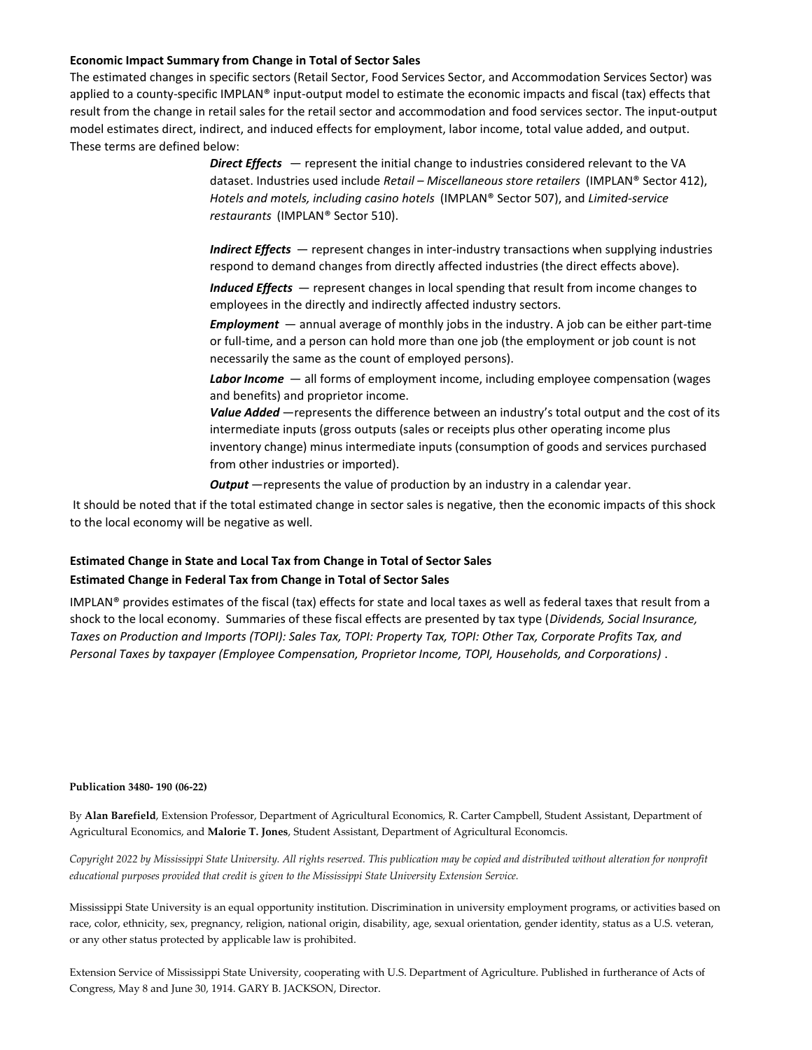**Economic Impact Summary from Change in Total of Sector Sales**

The estimated changes in specific sectors (Retail Sector, Food Services Sector, and Accommodation Services Sector) was applied to a county-specific IMPLAN® input-output model to estimate the economic impacts and fiscal (tax) effects that result from the change in retail sales for the retail sector and accommodation and food services sector. The input-output model estimates direct, indirect, and induced effects for employment, labor income, total value added, and output. These terms are defined below:

***Direct Effects*** — represent the initial change to industries considered relevant to the VA dataset. Industries used include *Retail – Miscellaneous store retailers* (IMPLAN® Sector 412), *Hotels and motels, including casino hotels* (IMPLAN® Sector 507), and *Limited-service restaurants* (IMPLAN® Sector 510).

***Indirect Effects*** — represent changes in inter-industry transactions when supplying industries respond to demand changes from directly affected industries (the direct effects above).

***Induced Effects*** — represent changes in local spending that result from income changes to employees in the directly and indirectly affected industry sectors.

***Employment*** — annual average of monthly jobs in the industry. A job can be either part-time or full-time, and a person can hold more than one job (the employment or job count is not necessarily the same as the count of employed persons).

***Labor Income*** — all forms of employment income, including employee compensation (wages and benefits) and proprietor income.

***Value Added*** —represents the difference between an industry's total output and the cost of its intermediate inputs (gross outputs (sales or receipts plus other operating income plus inventory change) minus intermediate inputs (consumption of goods and services purchased from other industries or imported).

***Output*** —represents the value of production by an industry in a calendar year.

It should be noted that if the total estimated change in sector sales is negative, then the economic impacts of this shock to the local economy will be negative as well.

**Estimated Change in State and Local Tax from Change in Total of Sector Sales**

**Estimated Change in Federal Tax from Change in Total of Sector Sales**

IMPLAN® provides estimates of the fiscal (tax) effects for state and local taxes as well as federal taxes that result from a shock to the local economy. Summaries of these fiscal effects are presented by tax type (*Dividends, Social Insurance, Taxes on Production and Imports (TOPI): Sales Tax, TOPI: Property Tax, TOPI: Other Tax, Corporate Profits Tax, and Personal Taxes by taxpayer (Employee Compensation, Proprietor Income, TOPI, Households, and Corporations)* .

**Publication 3480- 190 (06-22)**

By **Alan Barefield**, Extension Professor, Department of Agricultural Economics, R. Carter Campbell, Student Assistant, Department of Agricultural Economics, and **Malorie T. Jones**, Student Assistant, Department of Agricultural Economcis.

*Copyright 2022 by Mississippi State University. All rights reserved. This publication may be copied and distributed without alteration for nonprofit educational purposes provided that credit is given to the Mississippi State University Extension Service.*

Mississippi State University is an equal opportunity institution. Discrimination in university employment programs, or activities based on race, color, ethnicity, sex, pregnancy, religion, national origin, disability, age, sexual orientation, gender identity, status as a U.S. veteran, or any other status protected by applicable law is prohibited.

Extension Service of Mississippi State University, cooperating with U.S. Department of Agriculture. Published in furtherance of Acts of Congress, May 8 and June 30, 1914. GARY B. JACKSON, Director.